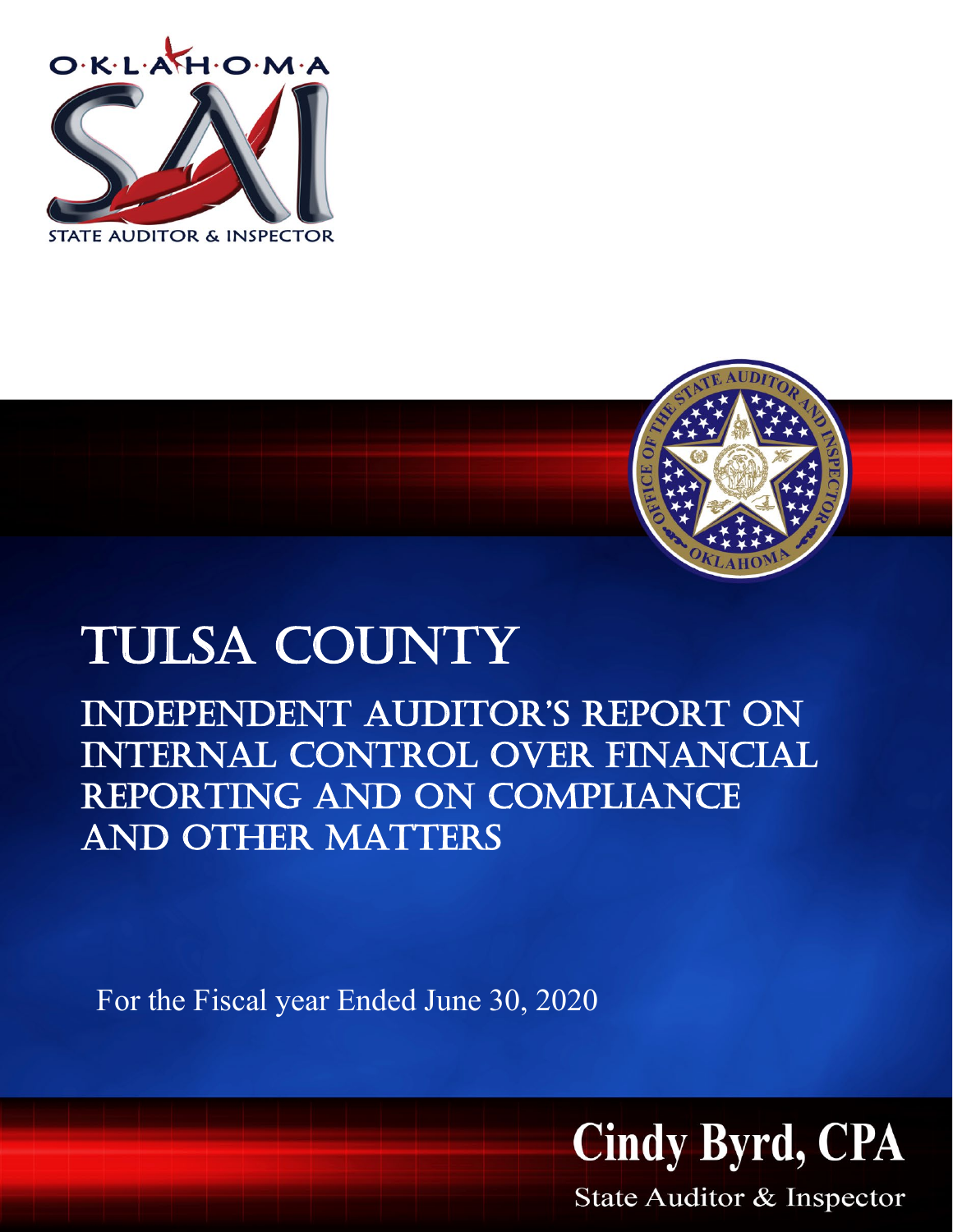OKLAHOMA

STATE AUDITOR & INSPECTOR

# TULSA COUNTY

## INDEPENDENT AUDITOR'S REPORT ON INTERNAL CONTROL OVER FINANCIAL REPORTING AND ON COMPLIANCE AND OTHER MATTERS

For the Fiscal year Ended June 30, 2020

**Cindy Byrd, CPA**

State Auditor & Inspector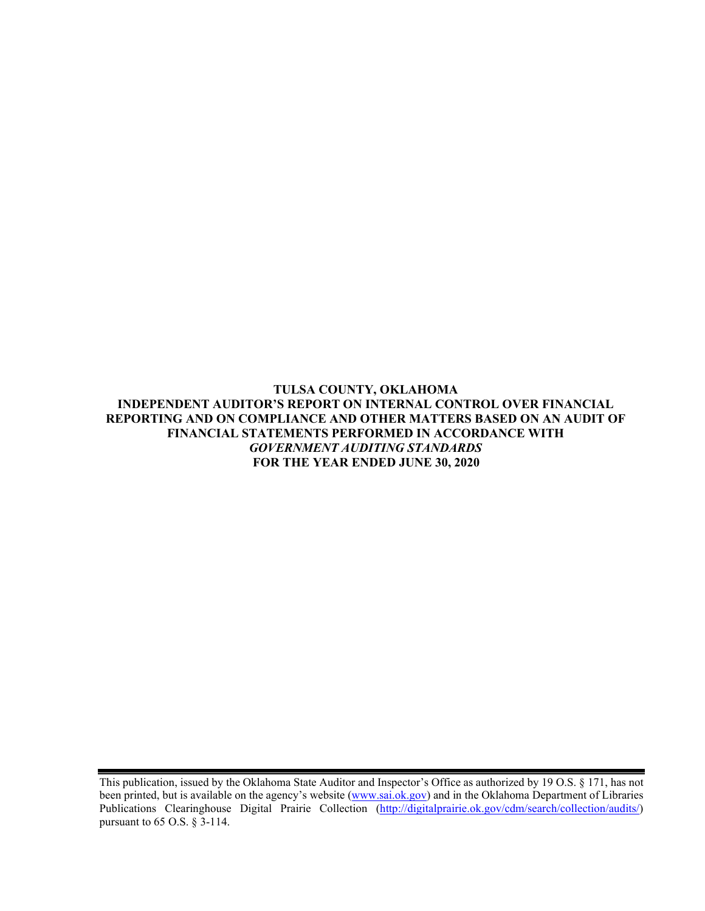**TULSA COUNTY, OKLAHOMA**
**INDEPENDENT AUDITOR'S REPORT ON INTERNAL CONTROL OVER FINANCIAL REPORTING AND ON COMPLIANCE AND OTHER MATTERS BASED ON AN AUDIT OF FINANCIAL STATEMENTS PERFORMED IN ACCORDANCE WITH *GOVERNMENT AUDITING STANDARDS***
**FOR THE YEAR ENDED JUNE 30, 2020**

---

This publication, issued by the Oklahoma State Auditor and Inspector's Office as authorized by 19 O.S. § 171, has not been printed, but is available on the agency's website ([www.sai.ok.gov](www.sai.ok.gov)) and in the Oklahoma Department of Libraries Publications Clearinghouse Digital Prairie Collection ([http://digitalprairie.ok.gov/cdm/search/collection/audits/](http://digitalprairie.ok.gov/cdm/search/collection/audits/)) pursuant to 65 O.S. § 3-114.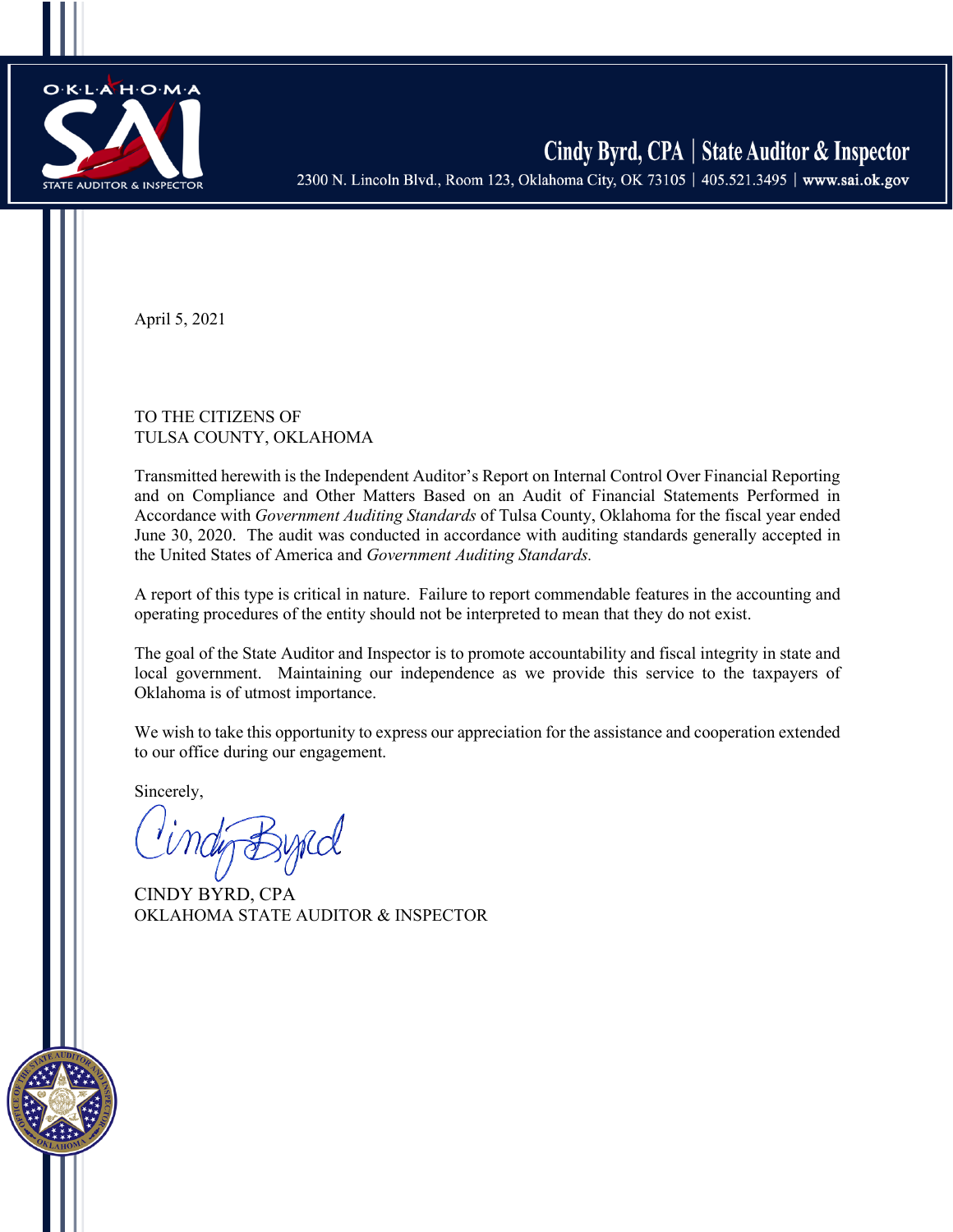Cindy Byrd, CPA | State Auditor & Inspector

2300 N. Lincoln Blvd., Room 123, Oklahoma City, OK 73105 | 405.521.3495 | www.sai.ok.gov

April 5, 2021

TO THE CITIZENS OF
TULSA COUNTY, OKLAHOMA

Transmitted herewith is the Independent Auditor's Report on Internal Control Over Financial Reporting and on Compliance and Other Matters Based on an Audit of Financial Statements Performed in Accordance with *Government Auditing Standards* of Tulsa County, Oklahoma for the fiscal year ended June 30, 2020. The audit was conducted in accordance with auditing standards generally accepted in the United States of America and *Government Auditing Standards.*

A report of this type is critical in nature. Failure to report commendable features in the accounting and operating procedures of the entity should not be interpreted to mean that they do not exist.

The goal of the State Auditor and Inspector is to promote accountability and fiscal integrity in state and local government. Maintaining our independence as we provide this service to the taxpayers of Oklahoma is of utmost importance.

We wish to take this opportunity to express our appreciation for the assistance and cooperation extended to our office during our engagement.

Sincerely,

CINDY BYRD, CPA
OKLAHOMA STATE AUDITOR & INSPECTOR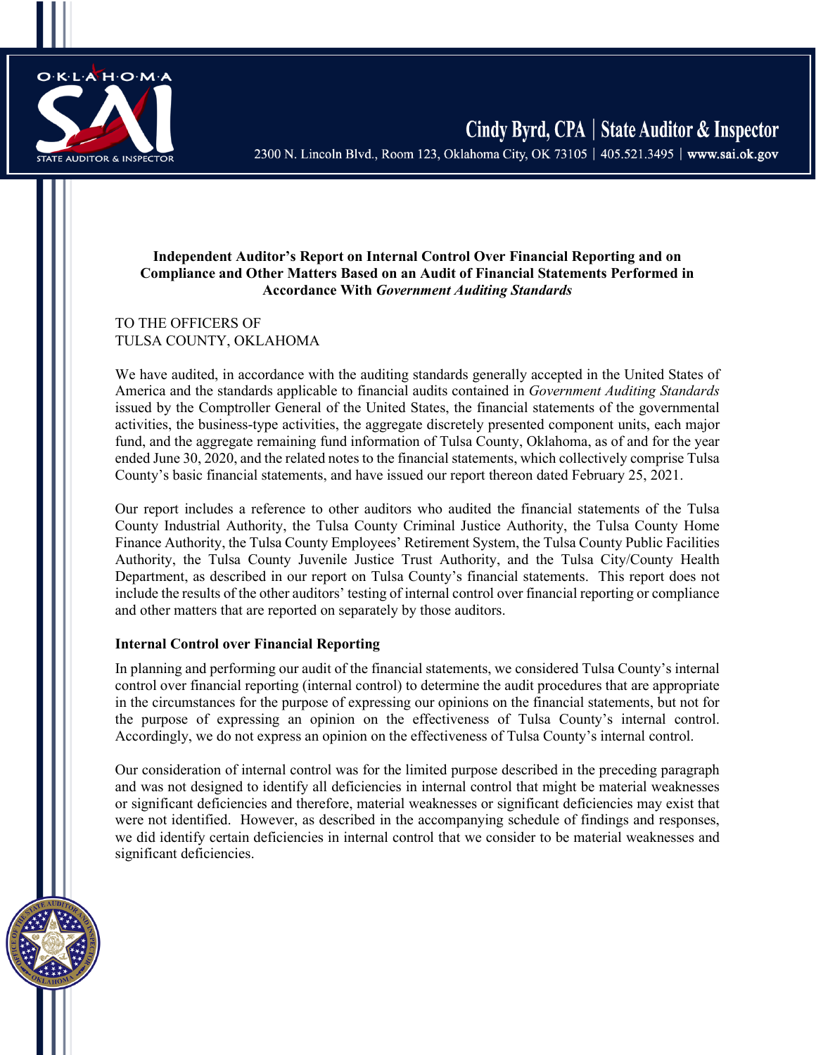**Cindy Byrd, CPA | State Auditor & Inspector**

2300 N. Lincoln Blvd., Room 123, Oklahoma City, OK 73105 | 405.521.3495 | www.sai.ok.gov

## Independent Auditor's Report on Internal Control Over Financial Reporting and on Compliance and Other Matters Based on an Audit of Financial Statements Performed in Accordance With *Government Auditing Standards*

TO THE OFFICERS OF
TULSA COUNTY, OKLAHOMA

We have audited, in accordance with the auditing standards generally accepted in the United States of America and the standards applicable to financial audits contained in *Government Auditing Standards* issued by the Comptroller General of the United States, the financial statements of the governmental activities, the business-type activities, the aggregate discretely presented component units, each major fund, and the aggregate remaining fund information of Tulsa County, Oklahoma, as of and for the year ended June 30, 2020, and the related notes to the financial statements, which collectively comprise Tulsa County's basic financial statements, and have issued our report thereon dated February 25, 2021.

Our report includes a reference to other auditors who audited the financial statements of the Tulsa County Industrial Authority, the Tulsa County Criminal Justice Authority, the Tulsa County Home Finance Authority, the Tulsa County Employees' Retirement System, the Tulsa County Public Facilities Authority, the Tulsa County Juvenile Justice Trust Authority, and the Tulsa City/County Health Department, as described in our report on Tulsa County's financial statements. This report does not include the results of the other auditors' testing of internal control over financial reporting or compliance and other matters that are reported on separately by those auditors.

### Internal Control over Financial Reporting

In planning and performing our audit of the financial statements, we considered Tulsa County's internal control over financial reporting (internal control) to determine the audit procedures that are appropriate in the circumstances for the purpose of expressing our opinions on the financial statements, but not for the purpose of expressing an opinion on the effectiveness of Tulsa County's internal control. Accordingly, we do not express an opinion on the effectiveness of Tulsa County's internal control.

Our consideration of internal control was for the limited purpose described in the preceding paragraph and was not designed to identify all deficiencies in internal control that might be material weaknesses or significant deficiencies and therefore, material weaknesses or significant deficiencies may exist that were not identified. However, as described in the accompanying schedule of findings and responses, we did identify certain deficiencies in internal control that we consider to be material weaknesses and significant deficiencies.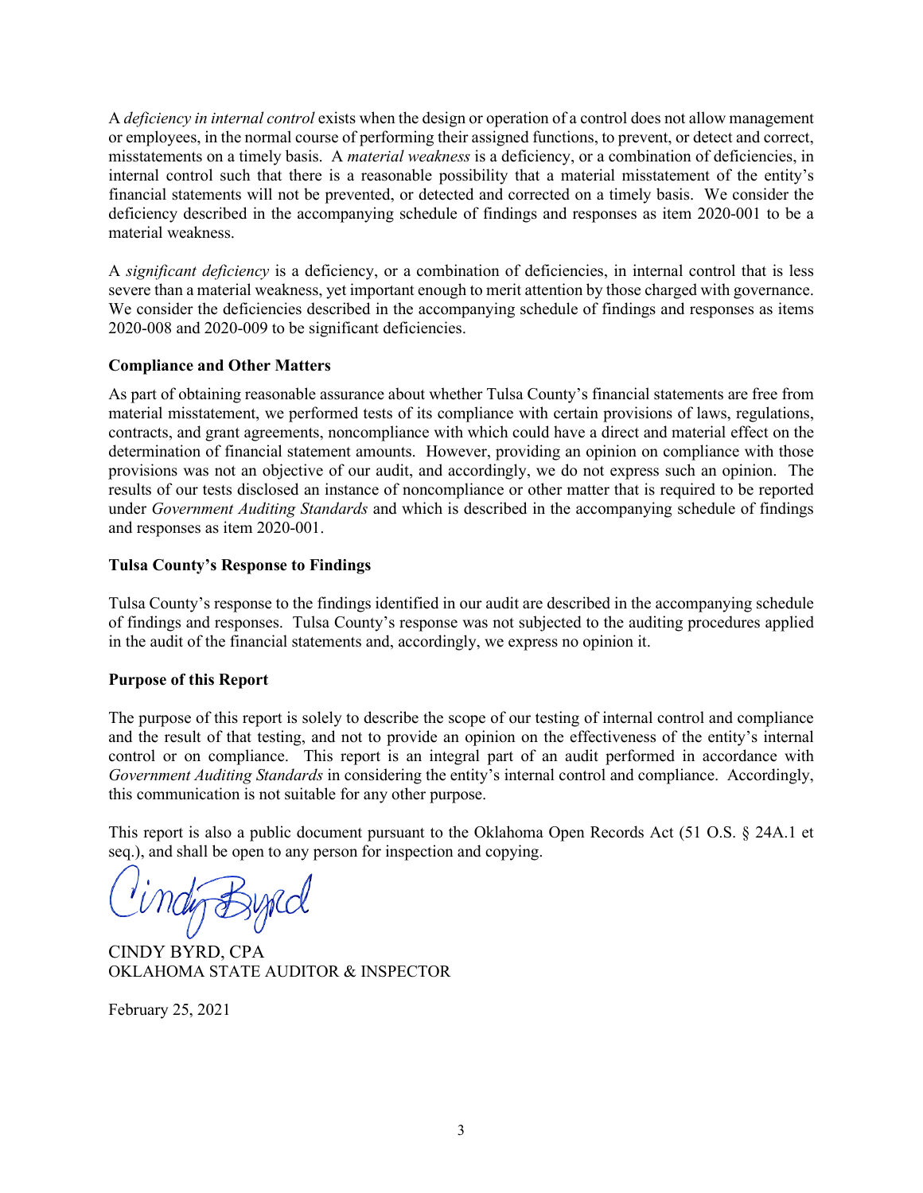A *deficiency in internal control* exists when the design or operation of a control does not allow management or employees, in the normal course of performing their assigned functions, to prevent, or detect and correct, misstatements on a timely basis. A *material weakness* is a deficiency, or a combination of deficiencies, in internal control such that there is a reasonable possibility that a material misstatement of the entity's financial statements will not be prevented, or detected and corrected on a timely basis. We consider the deficiency described in the accompanying schedule of findings and responses as item 2020-001 to be a material weakness.

A *significant deficiency* is a deficiency, or a combination of deficiencies, in internal control that is less severe than a material weakness, yet important enough to merit attention by those charged with governance. We consider the deficiencies described in the accompanying schedule of findings and responses as items 2020-008 and 2020-009 to be significant deficiencies.

**Compliance and Other Matters**

As part of obtaining reasonable assurance about whether Tulsa County's financial statements are free from material misstatement, we performed tests of its compliance with certain provisions of laws, regulations, contracts, and grant agreements, noncompliance with which could have a direct and material effect on the determination of financial statement amounts. However, providing an opinion on compliance with those provisions was not an objective of our audit, and accordingly, we do not express such an opinion. The results of our tests disclosed an instance of noncompliance or other matter that is required to be reported under *Government Auditing Standards* and which is described in the accompanying schedule of findings and responses as item 2020-001.

**Tulsa County's Response to Findings**

Tulsa County's response to the findings identified in our audit are described in the accompanying schedule of findings and responses. Tulsa County's response was not subjected to the auditing procedures applied in the audit of the financial statements and, accordingly, we express no opinion it.

**Purpose of this Report**

The purpose of this report is solely to describe the scope of our testing of internal control and compliance and the result of that testing, and not to provide an opinion on the effectiveness of the entity's internal control or on compliance. This report is an integral part of an audit performed in accordance with *Government Auditing Standards* in considering the entity's internal control and compliance. Accordingly, this communication is not suitable for any other purpose.

This report is also a public document pursuant to the Oklahoma Open Records Act (51 O.S. § 24A.1 et seq.), and shall be open to any person for inspection and copying.

CINDY BYRD, CPA
OKLAHOMA STATE AUDITOR & INSPECTOR

February 25, 2021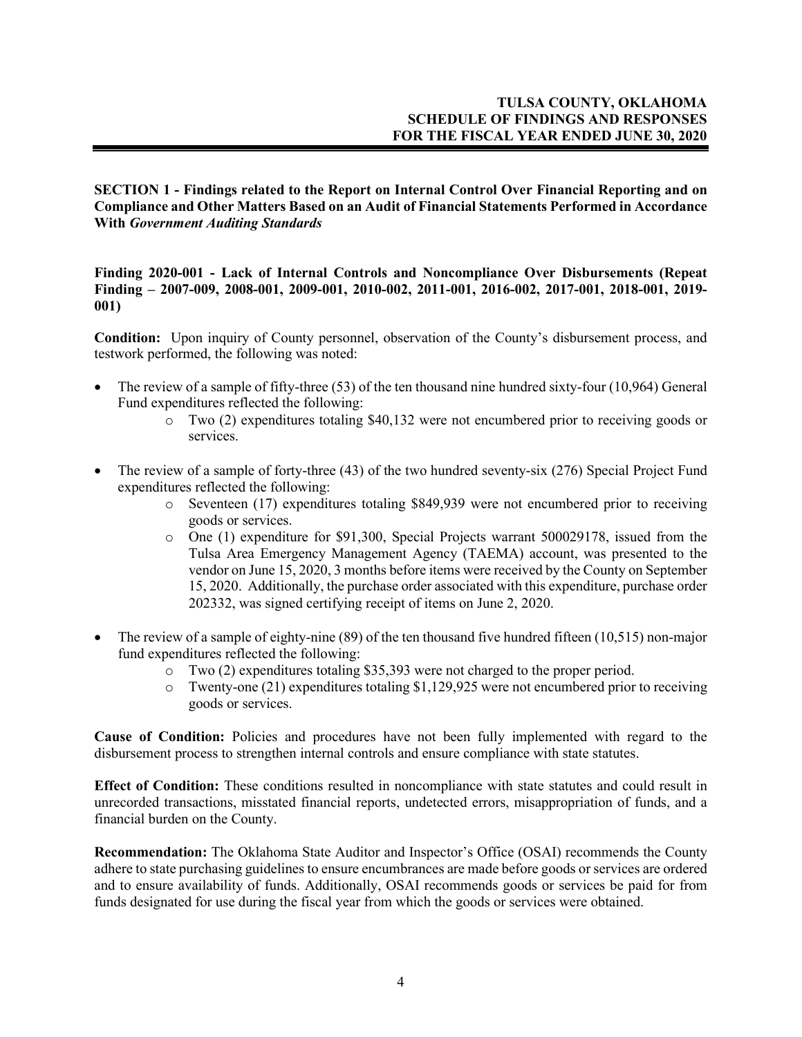**TULSA COUNTY, OKLAHOMA**
**SCHEDULE OF FINDINGS AND RESPONSES**
**FOR THE FISCAL YEAR ENDED JUNE 30, 2020**

**SECTION 1 - Findings related to the Report on Internal Control Over Financial Reporting and on Compliance and Other Matters Based on an Audit of Financial Statements Performed in Accordance With *Government Auditing Standards***

**Finding 2020-001 - Lack of Internal Controls and Noncompliance Over Disbursements (Repeat Finding – 2007-009, 2008-001, 2009-001, 2010-002, 2011-001, 2016-002, 2017-001, 2018-001, 2019-001)**

**Condition:** Upon inquiry of County personnel, observation of the County's disbursement process, and testwork performed, the following was noted:

- The review of a sample of fifty-three (53) of the ten thousand nine hundred sixty-four (10,964) General Fund expenditures reflected the following:
  - Two (2) expenditures totaling $40,132 were not encumbered prior to receiving goods or services.
- The review of a sample of forty-three (43) of the two hundred seventy-six (276) Special Project Fund expenditures reflected the following:
  - Seventeen (17) expenditures totaling $849,939 were not encumbered prior to receiving goods or services.
  - One (1) expenditure for $91,300, Special Projects warrant 500029178, issued from the Tulsa Area Emergency Management Agency (TAEMA) account, was presented to the vendor on June 15, 2020, 3 months before items were received by the County on September 15, 2020. Additionally, the purchase order associated with this expenditure, purchase order 202332, was signed certifying receipt of items on June 2, 2020.
- The review of a sample of eighty-nine (89) of the ten thousand five hundred fifteen (10,515) non-major fund expenditures reflected the following:
  - Two (2) expenditures totaling $35,393 were not charged to the proper period.
  - Twenty-one (21) expenditures totaling $1,129,925 were not encumbered prior to receiving goods or services.

**Cause of Condition:** Policies and procedures have not been fully implemented with regard to the disbursement process to strengthen internal controls and ensure compliance with state statutes.

**Effect of Condition:** These conditions resulted in noncompliance with state statutes and could result in unrecorded transactions, misstated financial reports, undetected errors, misappropriation of funds, and a financial burden on the County.

**Recommendation:** The Oklahoma State Auditor and Inspector's Office (OSAI) recommends the County adhere to state purchasing guidelines to ensure encumbrances are made before goods or services are ordered and to ensure availability of funds. Additionally, OSAI recommends goods or services be paid for from funds designated for use during the fiscal year from which the goods or services were obtained.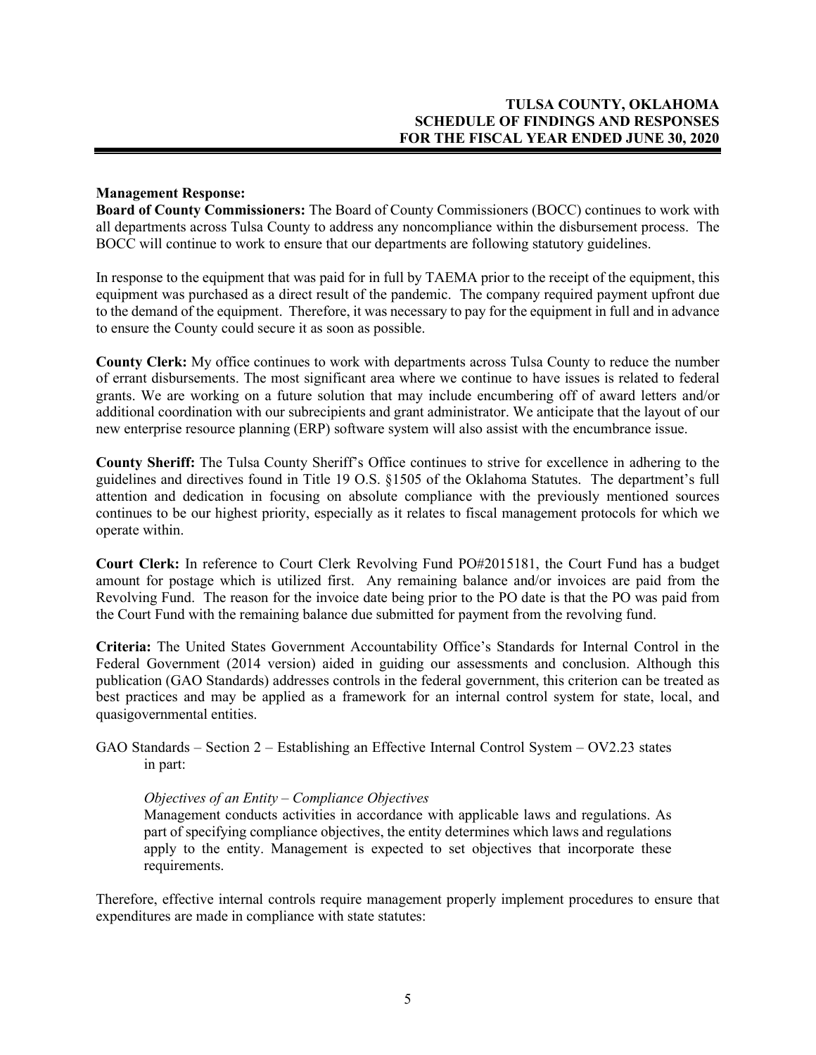**Management Response:**

**Board of County Commissioners:** The Board of County Commissioners (BOCC) continues to work with all departments across Tulsa County to address any noncompliance within the disbursement process. The BOCC will continue to work to ensure that our departments are following statutory guidelines.

In response to the equipment that was paid for in full by TAEMA prior to the receipt of the equipment, this equipment was purchased as a direct result of the pandemic. The company required payment upfront due to the demand of the equipment. Therefore, it was necessary to pay for the equipment in full and in advance to ensure the County could secure it as soon as possible.

**County Clerk:** My office continues to work with departments across Tulsa County to reduce the number of errant disbursements. The most significant area where we continue to have issues is related to federal grants. We are working on a future solution that may include encumbering off of award letters and/or additional coordination with our subrecipients and grant administrator. We anticipate that the layout of our new enterprise resource planning (ERP) software system will also assist with the encumbrance issue.

**County Sheriff:** The Tulsa County Sheriff's Office continues to strive for excellence in adhering to the guidelines and directives found in Title 19 O.S. §1505 of the Oklahoma Statutes. The department's full attention and dedication in focusing on absolute compliance with the previously mentioned sources continues to be our highest priority, especially as it relates to fiscal management protocols for which we operate within.

**Court Clerk:** In reference to Court Clerk Revolving Fund PO#2015181, the Court Fund has a budget amount for postage which is utilized first. Any remaining balance and/or invoices are paid from the Revolving Fund. The reason for the invoice date being prior to the PO date is that the PO was paid from the Court Fund with the remaining balance due submitted for payment from the revolving fund.

**Criteria:** The United States Government Accountability Office's Standards for Internal Control in the Federal Government (2014 version) aided in guiding our assessments and conclusion. Although this publication (GAO Standards) addresses controls in the federal government, this criterion can be treated as best practices and may be applied as a framework for an internal control system for state, local, and quasigovernmental entities.

GAO Standards – Section 2 – Establishing an Effective Internal Control System – OV2.23 states in part:

> *Objectives of an Entity – Compliance Objectives*
> Management conducts activities in accordance with applicable laws and regulations. As part of specifying compliance objectives, the entity determines which laws and regulations apply to the entity. Management is expected to set objectives that incorporate these requirements.

Therefore, effective internal controls require management properly implement procedures to ensure that expenditures are made in compliance with state statutes: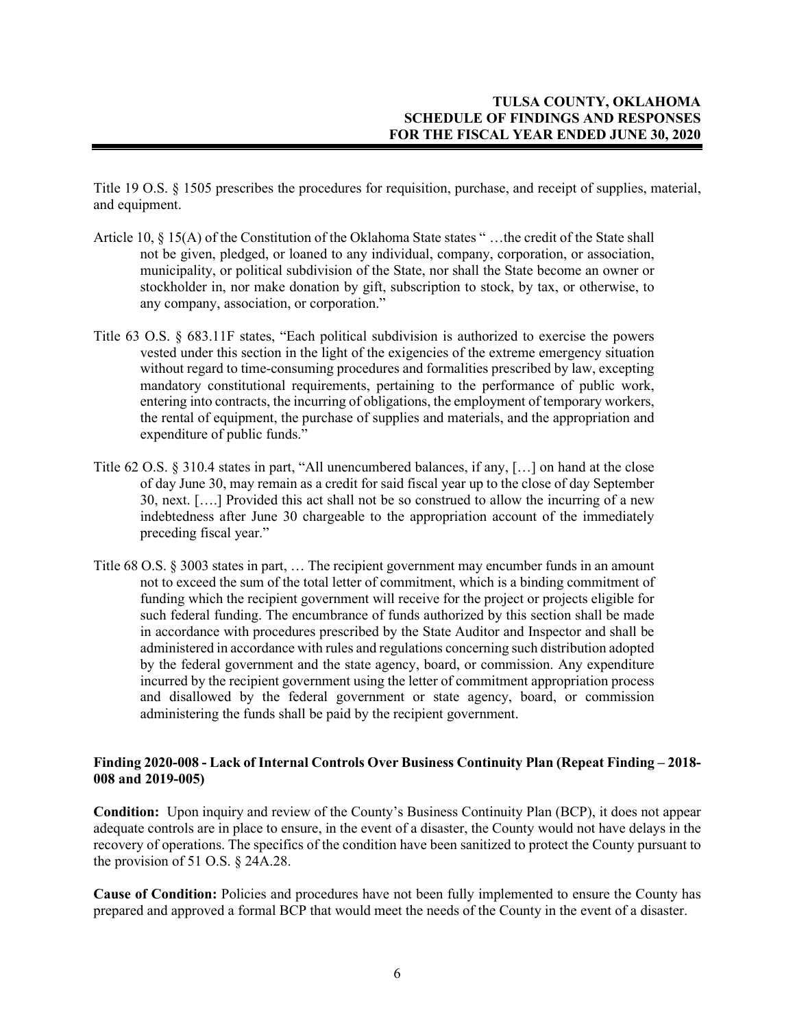Title 19 O.S. § 1505 prescribes the procedures for requisition, purchase, and receipt of supplies, material, and equipment.

Article 10, § 15(A) of the Constitution of the Oklahoma State states " …the credit of the State shall not be given, pledged, or loaned to any individual, company, corporation, or association, municipality, or political subdivision of the State, nor shall the State become an owner or stockholder in, nor make donation by gift, subscription to stock, by tax, or otherwise, to any company, association, or corporation."

Title 63 O.S. § 683.11F states, "Each political subdivision is authorized to exercise the powers vested under this section in the light of the exigencies of the extreme emergency situation without regard to time-consuming procedures and formalities prescribed by law, excepting mandatory constitutional requirements, pertaining to the performance of public work, entering into contracts, the incurring of obligations, the employment of temporary workers, the rental of equipment, the purchase of supplies and materials, and the appropriation and expenditure of public funds."

Title 62 O.S. § 310.4 states in part, "All unencumbered balances, if any, […] on hand at the close of day June 30, may remain as a credit for said fiscal year up to the close of day September 30, next. [….] Provided this act shall not be so construed to allow the incurring of a new indebtedness after June 30 chargeable to the appropriation account of the immediately preceding fiscal year."

Title 68 O.S. § 3003 states in part, … The recipient government may encumber funds in an amount not to exceed the sum of the total letter of commitment, which is a binding commitment of funding which the recipient government will receive for the project or projects eligible for such federal funding. The encumbrance of funds authorized by this section shall be made in accordance with procedures prescribed by the State Auditor and Inspector and shall be administered in accordance with rules and regulations concerning such distribution adopted by the federal government and the state agency, board, or commission. Any expenditure incurred by the recipient government using the letter of commitment appropriation process and disallowed by the federal government or state agency, board, or commission administering the funds shall be paid by the recipient government.

**Finding 2020-008 - Lack of Internal Controls Over Business Continuity Plan (Repeat Finding – 2018-008 and 2019-005)**

**Condition:** Upon inquiry and review of the County's Business Continuity Plan (BCP), it does not appear adequate controls are in place to ensure, in the event of a disaster, the County would not have delays in the recovery of operations. The specifics of the condition have been sanitized to protect the County pursuant to the provision of 51 O.S. § 24A.28.

**Cause of Condition:** Policies and procedures have not been fully implemented to ensure the County has prepared and approved a formal BCP that would meet the needs of the County in the event of a disaster.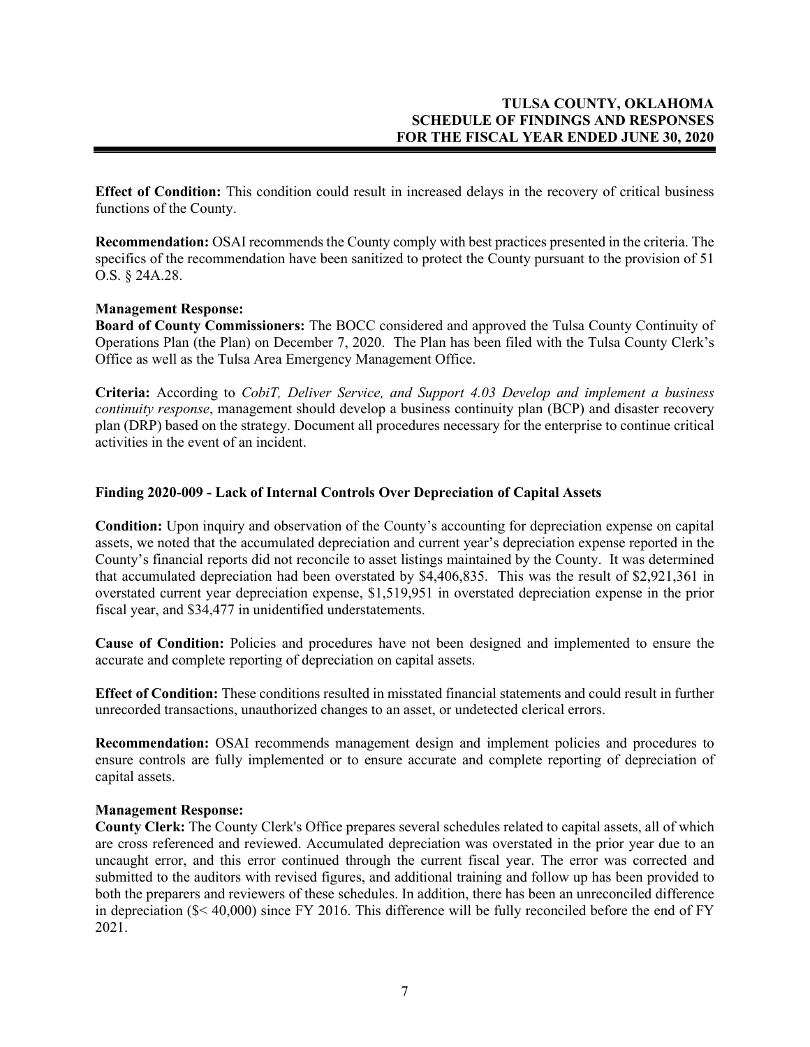**Effect of Condition:** This condition could result in increased delays in the recovery of critical business functions of the County.

**Recommendation:** OSAI recommends the County comply with best practices presented in the criteria. The specifics of the recommendation have been sanitized to protect the County pursuant to the provision of 51 O.S. § 24A.28.

**Management Response:**

**Board of County Commissioners:** The BOCC considered and approved the Tulsa County Continuity of Operations Plan (the Plan) on December 7, 2020. The Plan has been filed with the Tulsa County Clerk's Office as well as the Tulsa Area Emergency Management Office.

**Criteria:** According to *CobiT, Deliver Service, and Support 4.03 Develop and implement a business continuity response*, management should develop a business continuity plan (BCP) and disaster recovery plan (DRP) based on the strategy. Document all procedures necessary for the enterprise to continue critical activities in the event of an incident.

### Finding 2020-009 - Lack of Internal Controls Over Depreciation of Capital Assets

**Condition:** Upon inquiry and observation of the County's accounting for depreciation expense on capital assets, we noted that the accumulated depreciation and current year's depreciation expense reported in the County's financial reports did not reconcile to asset listings maintained by the County. It was determined that accumulated depreciation had been overstated by $4,406,835. This was the result of $2,921,361 in overstated current year depreciation expense, $1,519,951 in overstated depreciation expense in the prior fiscal year, and $34,477 in unidentified understatements.

**Cause of Condition:** Policies and procedures have not been designed and implemented to ensure the accurate and complete reporting of depreciation on capital assets.

**Effect of Condition:** These conditions resulted in misstated financial statements and could result in further unrecorded transactions, unauthorized changes to an asset, or undetected clerical errors.

**Recommendation:** OSAI recommends management design and implement policies and procedures to ensure controls are fully implemented or to ensure accurate and complete reporting of depreciation of capital assets.

**Management Response:**

**County Clerk:** The County Clerk's Office prepares several schedules related to capital assets, all of which are cross referenced and reviewed. Accumulated depreciation was overstated in the prior year due to an uncaught error, and this error continued through the current fiscal year. The error was corrected and submitted to the auditors with revised figures, and additional training and follow up has been provided to both the preparers and reviewers of these schedules. In addition, there has been an unreconciled difference in depreciation ($< 40,000) since FY 2016. This difference will be fully reconciled before the end of FY 2021.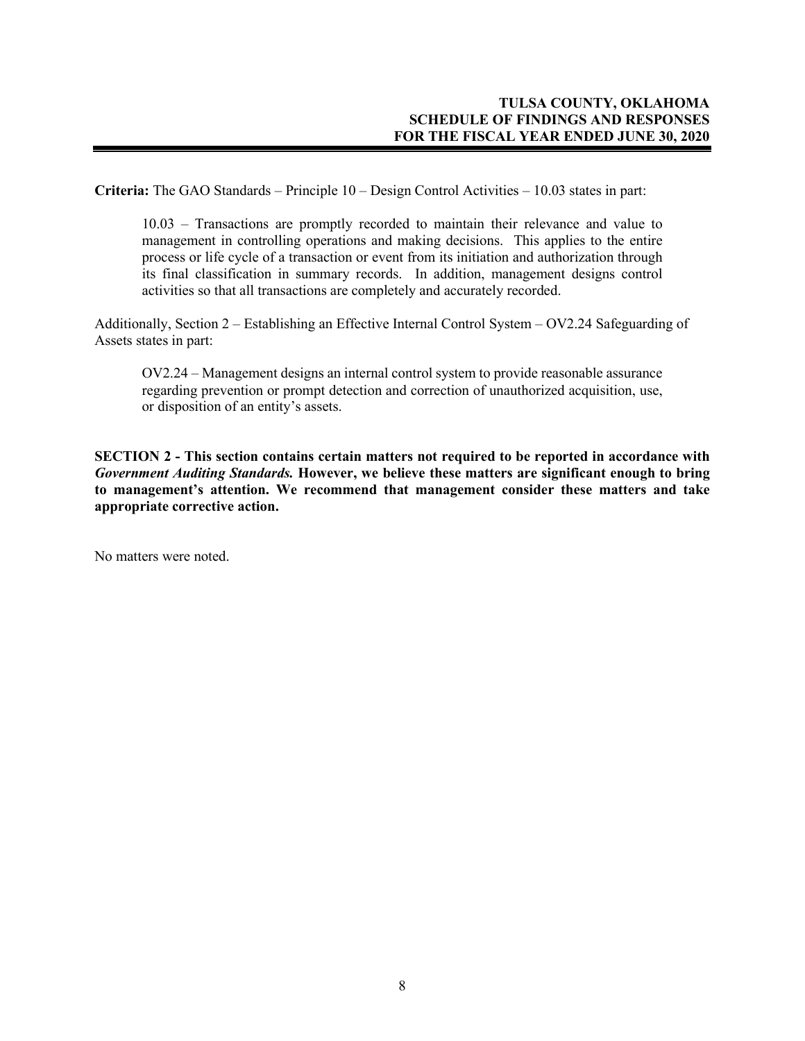**Criteria:** The GAO Standards – Principle 10 – Design Control Activities – 10.03 states in part:

> 10.03 – Transactions are promptly recorded to maintain their relevance and value to management in controlling operations and making decisions. This applies to the entire process or life cycle of a transaction or event from its initiation and authorization through its final classification in summary records. In addition, management designs control activities so that all transactions are completely and accurately recorded.

Additionally, Section 2 – Establishing an Effective Internal Control System – OV2.24 Safeguarding of Assets states in part:

> OV2.24 – Management designs an internal control system to provide reasonable assurance regarding prevention or prompt detection and correction of unauthorized acquisition, use, or disposition of an entity's assets.

**SECTION 2 - This section contains certain matters not required to be reported in accordance with *Government Auditing Standards.* However, we believe these matters are significant enough to bring to management's attention. We recommend that management consider these matters and take appropriate corrective action.**

No matters were noted.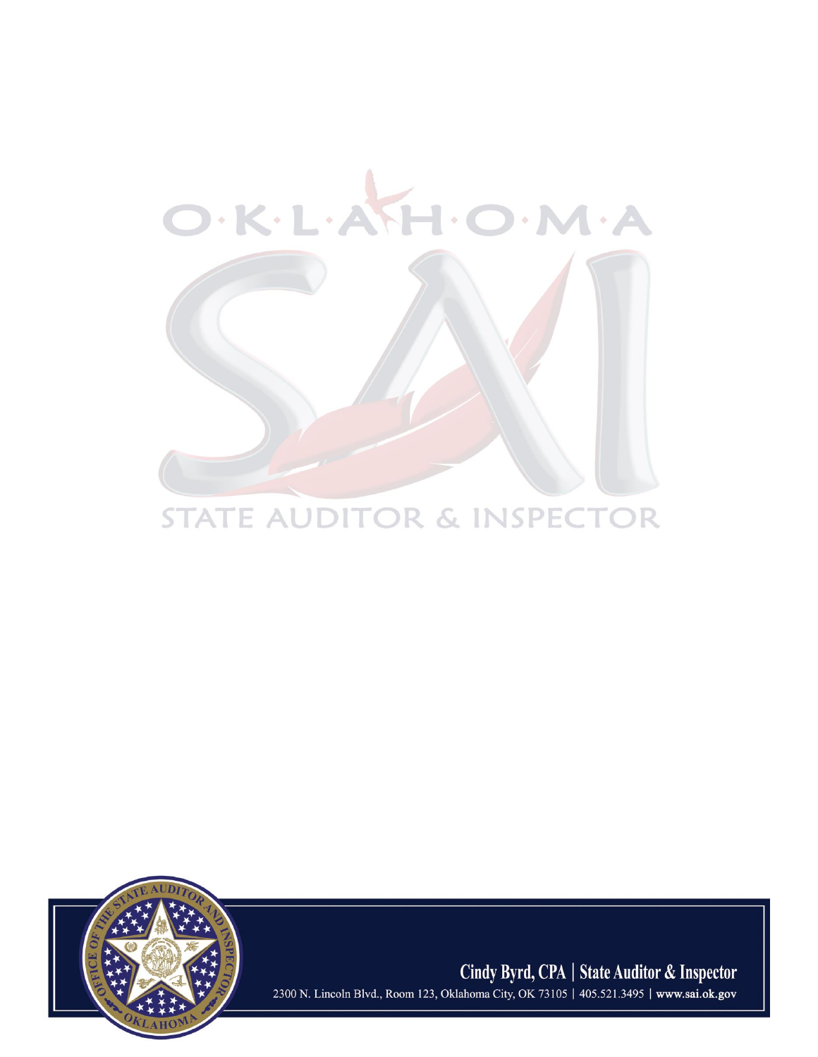OKLAHOMA

SAI

STATE AUDITOR & INSPECTOR

Cindy Byrd, CPA | State Auditor & Inspector

2300 N. Lincoln Blvd., Room 123, Oklahoma City, OK 73105 | 405.521.3495 | www.sai.ok.gov